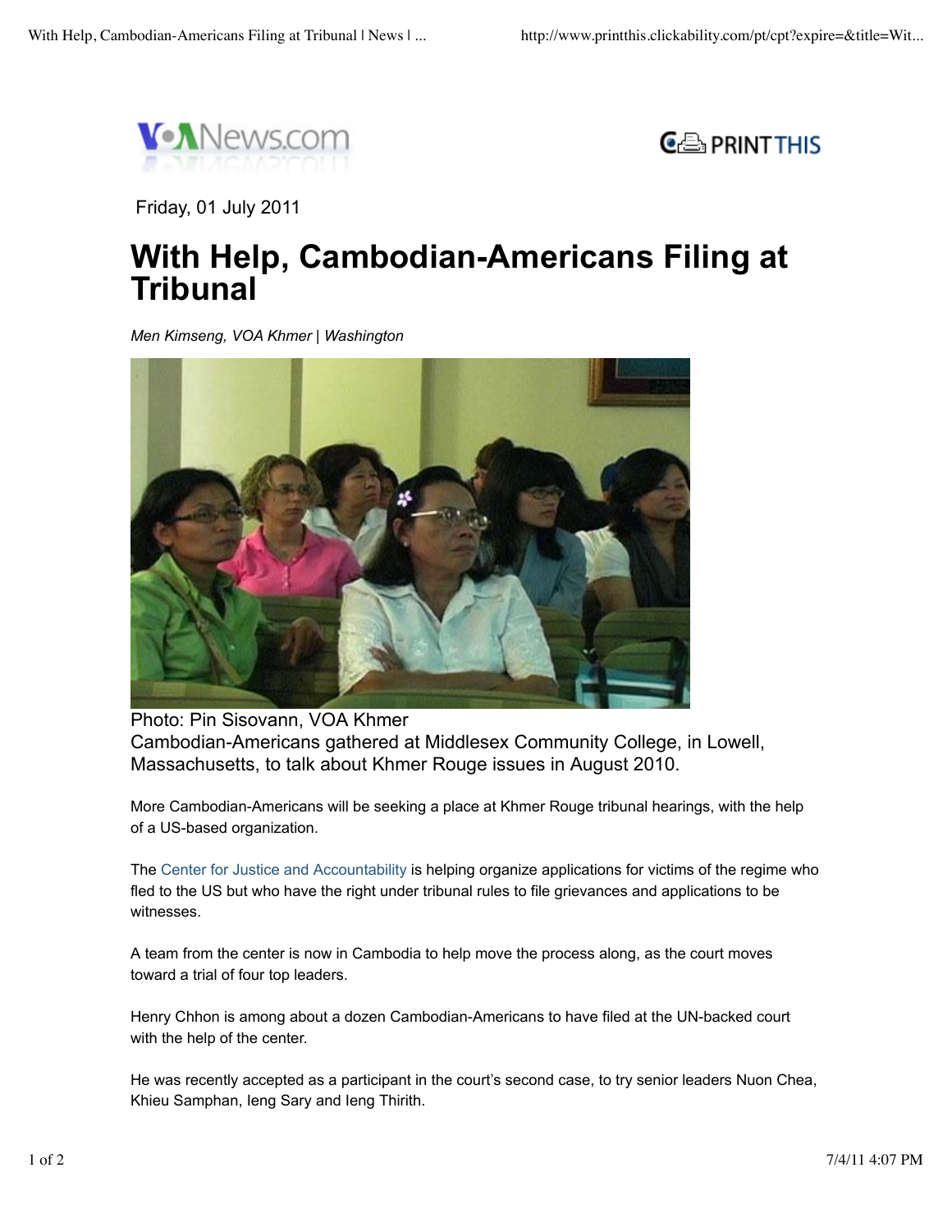Friday, 01 July 2011

# With Help, Cambodian-Americans Filing at Tribunal

*Men Kimseng, VOA Khmer | Washington*

Photo: Pin Sisovann, VOA Khmer
Cambodian-Americans gathered at Middlesex Community College, in Lowell, Massachusetts, to talk about Khmer Rouge issues in August 2010.

More Cambodian-Americans will be seeking a place at Khmer Rouge tribunal hearings, with the help of a US-based organization.

The Center for Justice and Accountability is helping organize applications for victims of the regime who fled to the US but who have the right under tribunal rules to file grievances and applications to be witnesses.

A team from the center is now in Cambodia to help move the process along, as the court moves toward a trial of four top leaders.

Henry Chhon is among about a dozen Cambodian-Americans to have filed at the UN-backed court with the help of the center.

He was recently accepted as a participant in the court's second case, to try senior leaders Nuon Chea, Khieu Samphan, Ieng Sary and Ieng Thirith.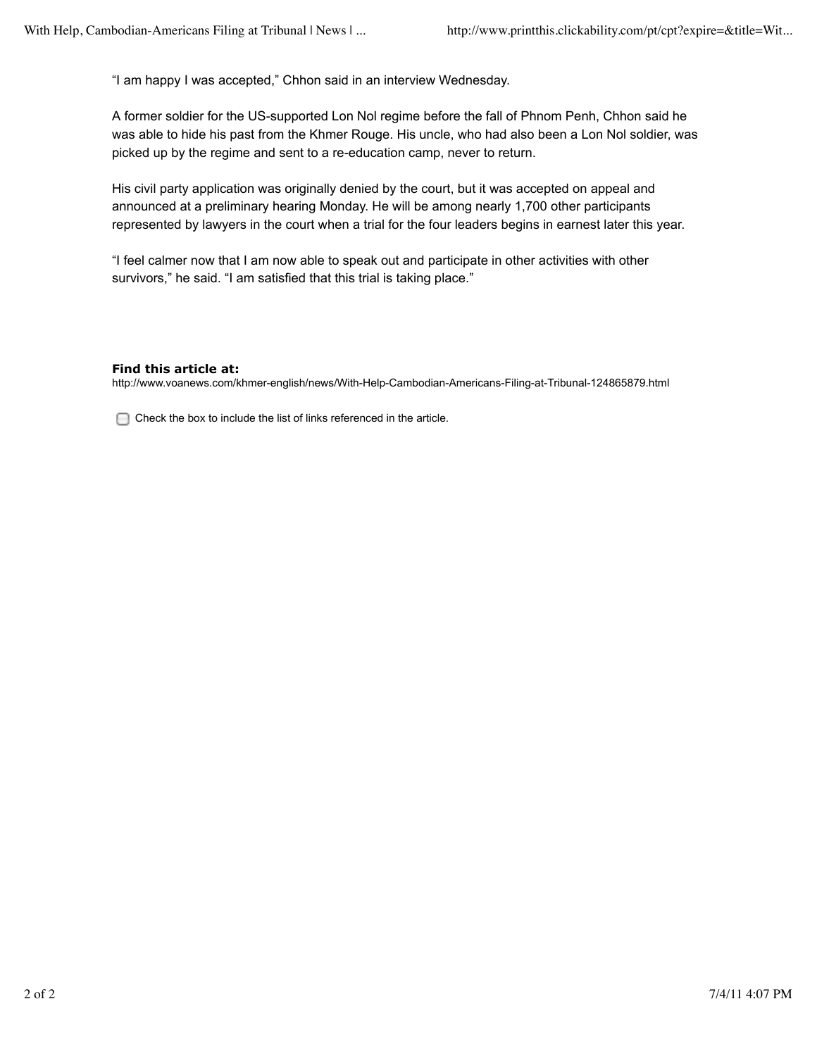"I am happy I was accepted," Chhon said in an interview Wednesday.

A former soldier for the US-supported Lon Nol regime before the fall of Phnom Penh, Chhon said he was able to hide his past from the Khmer Rouge. His uncle, who had also been a Lon Nol soldier, was picked up by the regime and sent to a re-education camp, never to return.

His civil party application was originally denied by the court, but it was accepted on appeal and announced at a preliminary hearing Monday. He will be among nearly 1,700 other participants represented by lawyers in the court when a trial for the four leaders begins in earnest later this year.

"I feel calmer now that I am now able to speak out and participate in other activities with other survivors," he said. "I am satisfied that this trial is taking place."

**Find this article at:**
http://www.voanews.com/khmer-english/news/With-Help-Cambodian-Americans-Filing-at-Tribunal-124865879.html

Check the box to include the list of links referenced in the article.